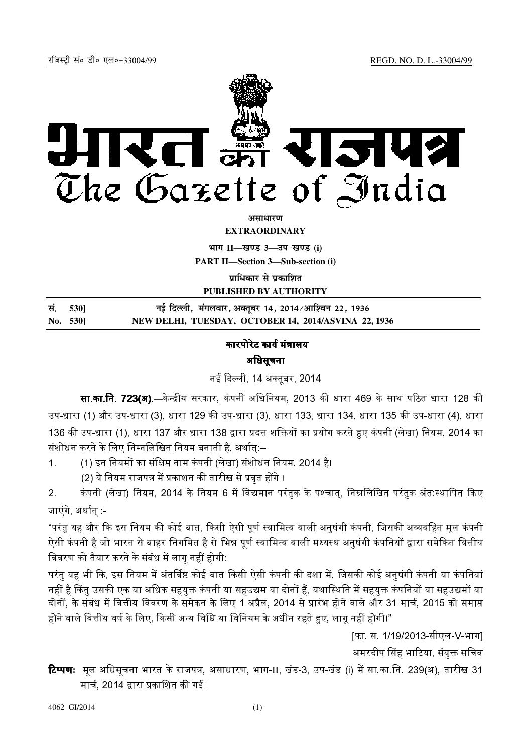रजिस्ट्री सं० डी० एल०-33004/99 REGD. NO. D. L.-33004/99

# भारत का राजपत्र
# The Gazette of India

**असाधारण**

**EXTRAORDINARY**

**भाग II—खण्ड 3—उप-खण्ड (i)**

**PART II—Section 3—Sub-section (i)**

**प्राधिकार से प्रकाशित**

**PUBLISHED BY AUTHORITY**

| | |
|---|---|
| सं. 530] | नई दिल्ली, मंगलवार, अक्तूबर 14, 2014/आश्विन 22, 1936 |
| No. 530] | NEW DELHI, TUESDAY, OCTOBER 14, 2014/ASVINA 22, 1936 |

## कारपोरेट कार्य मंत्रालय

## अधिसूचना

नई दिल्ली, 14 अक्तूबर, 2014

**सा.का.नि. 723(अ).**—केन्द्रीय सरकार, कंपनी अधिनियम, 2013 की धारा 469 के साथ पठित धारा 128 की उप-धारा (1) और उप-धारा (3), धारा 129 की उप-धारा (3), धारा 133, धारा 134, धारा 135 की उप-धारा (4), धारा 136 की उप-धारा (1), धारा 137 और धारा 138 द्वारा प्रदत्त शक्तियों का प्रयोग करते हुए कंपनी (लेखा) नियम, 2014 का संशोधन करने के लिए निम्नलिखित नियम बनाती है, अर्थात्:--

1. (1) इन नियमों का संक्षिप्त नाम कंपनी (लेखा) संशोधन नियम, 2014 है।

   (2) ये नियम राजपत्र में प्रकाशन की तारीख से प्रवृत होंगे ।

2. कंपनी (लेखा) नियम, 2014 के नियम 6 में विद्यमान परंतुक के पश्चात्, निम्नलिखित परंतुक अंत:स्थापित किए जाएंगे, अर्थात् :-

"परंतु यह और कि इस नियम की कोई बात, किसी ऐसी पूर्ण स्वामित्व वाली अनुषंगी कंपनी, जिसकी अव्यवहित मूल कंपनी ऐसी कंपनी है जो भारत से बाहर निगमित है से भिन्न पूर्ण स्वामित्व वाली मध्यस्थ अनुषंगी कंपनियों द्वारा समेकित वित्तीय विवरण को तैयार करने के संबंध में लागू नहीं होगी:

परंतु यह भी कि, इस नियम में अंतर्विष्ट कोई बात किसी ऐसी कंपनी की दशा में, जिसकी कोई अनुषंगी कंपनी या कंपनियां नहीं है किंतु उसकी एक या अधिक सहयुक्त कंपनी या सहउद्यम या दोनों हैं, यथास्थिति में सहयुक्त कंपनियों या सहउद्यमों या दोनों, के संबंध में वित्तीय विवरण के समेकन के लिए 1 अप्रैल, 2014 से प्रारंभ होने वाले और 31 मार्च, 2015 को समाप्त होने वाले वित्तीय वर्ष के लिए, किसी अन्य विधि या विनियम के अधीन रहते हुए, लागू नहीं होगी।"

[फा. स. 1/19/2013-सीएल-V-भाग]

अमरदीप सिंह भाटिया, संयुक्त सचिव

**टिप्पण:** मूल अधिसूचना भारत के राजपत्र, असाधारण, भाग-II, खंड-3, उप-खंड (i) में सा.का.नि. 239(अ), तारीख 31 मार्च, 2014 द्वारा प्रकाशित की गई।

4062 GI/2014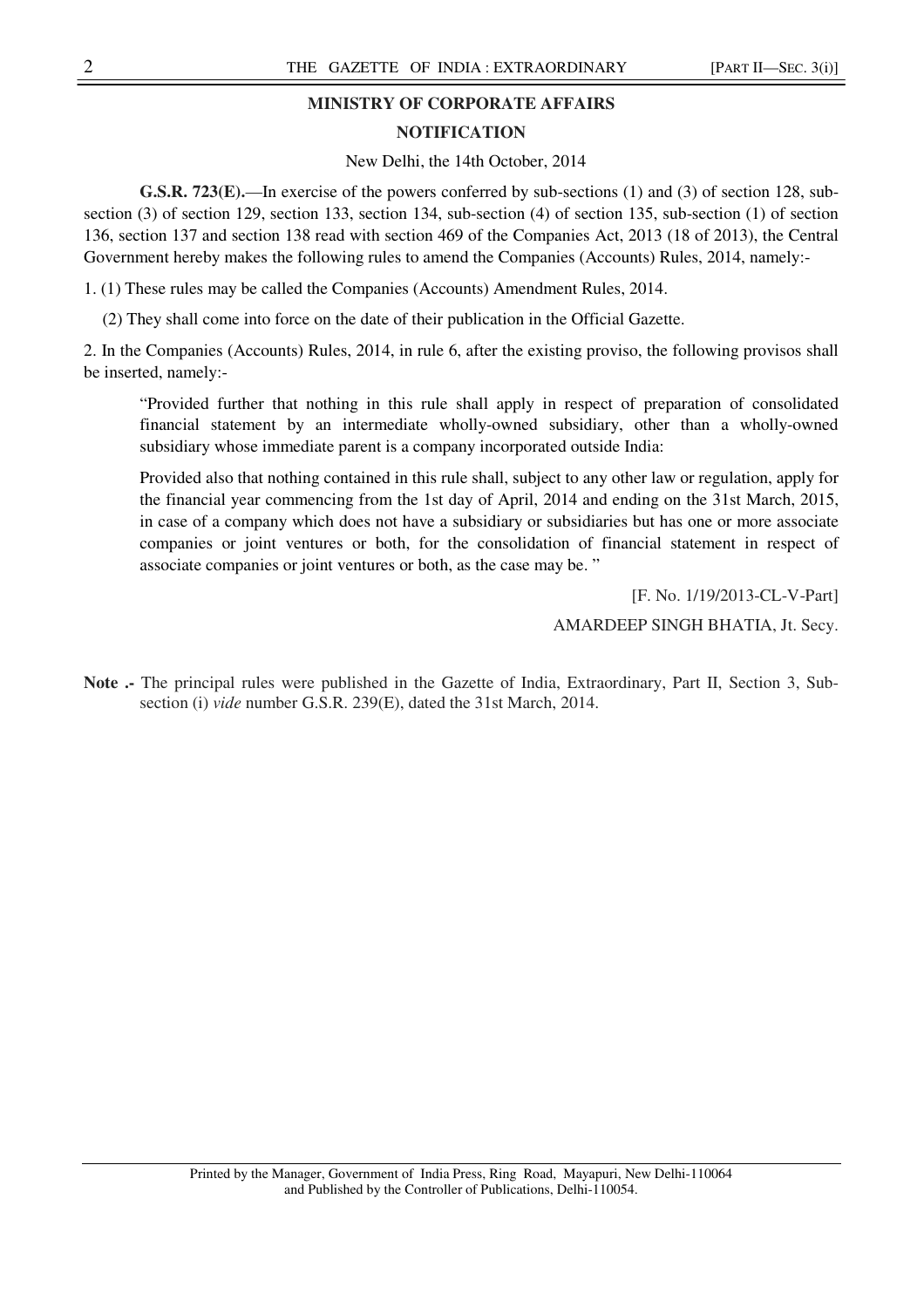## MINISTRY OF CORPORATE AFFAIRS

## NOTIFICATION

New Delhi, the 14th October, 2014

**G.S.R. 723(E).**—In exercise of the powers conferred by sub-sections (1) and (3) of section 128, sub-section (3) of section 129, section 133, section 134, sub-section (4) of section 135, sub-section (1) of section 136, section 137 and section 138 read with section 469 of the Companies Act, 2013 (18 of 2013), the Central Government hereby makes the following rules to amend the Companies (Accounts) Rules, 2014, namely:-

1. (1) These rules may be called the Companies (Accounts) Amendment Rules, 2014.

   (2) They shall come into force on the date of their publication in the Official Gazette.

2. In the Companies (Accounts) Rules, 2014, in rule 6, after the existing proviso, the following provisos shall be inserted, namely:-

> "Provided further that nothing in this rule shall apply in respect of preparation of consolidated financial statement by an intermediate wholly-owned subsidiary, other than a wholly-owned subsidiary whose immediate parent is a company incorporated outside India:
>
> Provided also that nothing contained in this rule shall, subject to any other law or regulation, apply for the financial year commencing from the 1st day of April, 2014 and ending on the 31st March, 2015, in case of a company which does not have a subsidiary or subsidiaries but has one or more associate companies or joint ventures or both, for the consolidation of financial statement in respect of associate companies or joint ventures or both, as the case may be. "

[F. No. 1/19/2013-CL-V-Part]

AMARDEEP SINGH BHATIA, Jt. Secy.

**Note .-** The principal rules were published in the Gazette of India, Extraordinary, Part II, Section 3, Sub-section (i) *vide* number G.S.R. 239(E), dated the 31st March, 2014.

Printed by the Manager, Government of India Press, Ring Road, Mayapuri, New Delhi-110064
and Published by the Controller of Publications, Delhi-110054.